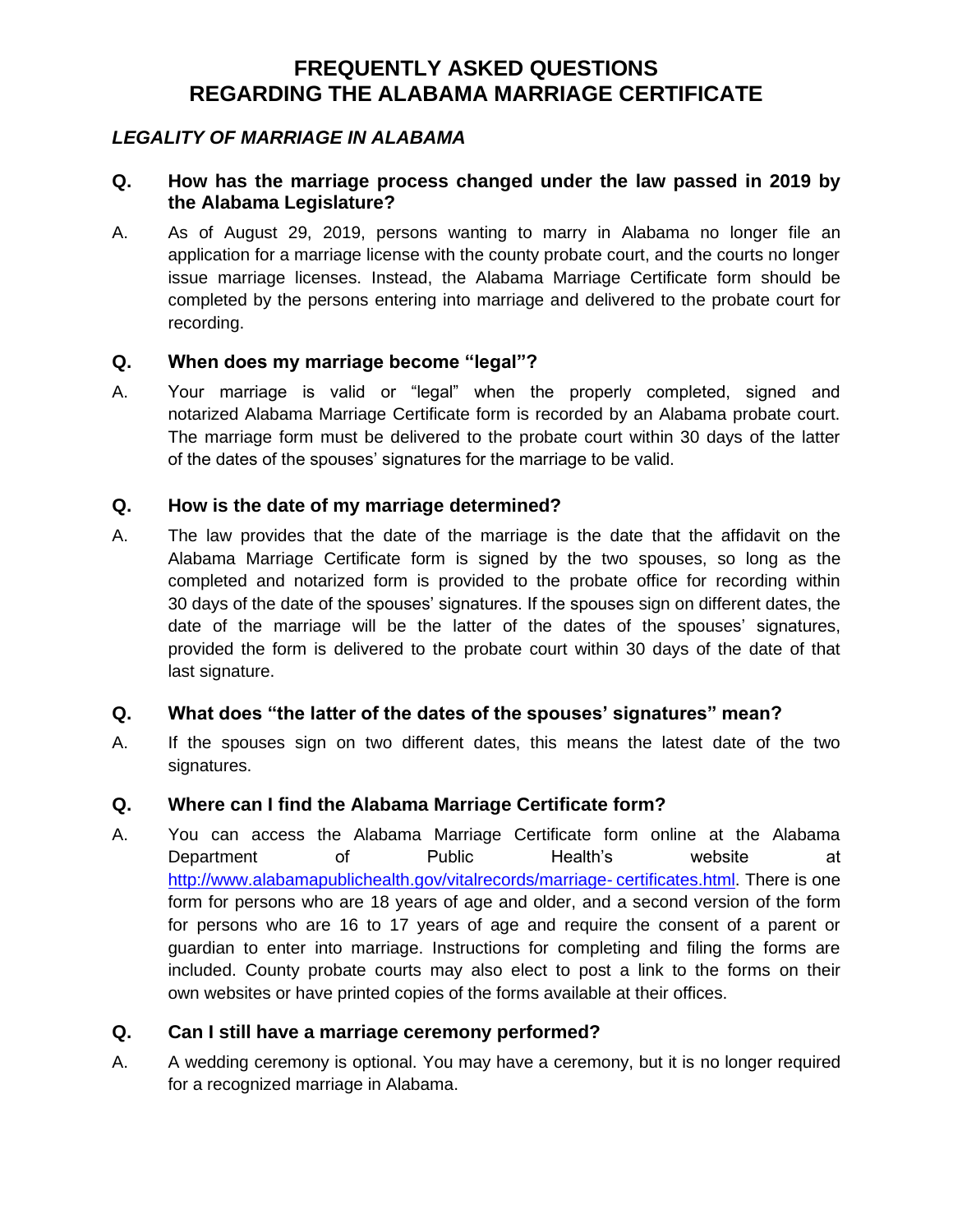# FREQUENTLY ASKED QUESTIONS
# REGARDING THE ALABAMA MARRIAGE CERTIFICATE

## *LEGALITY OF MARRIAGE IN ALABAMA*

**Q. How has the marriage process changed under the law passed in 2019 by the Alabama Legislature?**

A. As of August 29, 2019, persons wanting to marry in Alabama no longer file an application for a marriage license with the county probate court, and the courts no longer issue marriage licenses. Instead, the Alabama Marriage Certificate form should be completed by the persons entering into marriage and delivered to the probate court for recording.

**Q. When does my marriage become "legal"?**

A. Your marriage is valid or "legal" when the properly completed, signed and notarized Alabama Marriage Certificate form is recorded by an Alabama probate court. The marriage form must be delivered to the probate court within 30 days of the latter of the dates of the spouses' signatures for the marriage to be valid.

**Q. How is the date of my marriage determined?**

A. The law provides that the date of the marriage is the date that the affidavit on the Alabama Marriage Certificate form is signed by the two spouses, so long as the completed and notarized form is provided to the probate office for recording within 30 days of the date of the spouses' signatures. If the spouses sign on different dates, the date of the marriage will be the latter of the dates of the spouses' signatures, provided the form is delivered to the probate court within 30 days of the date of that last signature.

**Q. What does "the latter of the dates of the spouses' signatures" mean?**

A. If the spouses sign on two different dates, this means the latest date of the two signatures.

**Q. Where can I find the Alabama Marriage Certificate form?**

A. You can access the Alabama Marriage Certificate form online at the Alabama Department of Public Health's website at http://www.alabamapublichealth.gov/vitalrecords/marriage- certificates.html. There is one form for persons who are 18 years of age and older, and a second version of the form for persons who are 16 to 17 years of age and require the consent of a parent or guardian to enter into marriage. Instructions for completing and filing the forms are included. County probate courts may also elect to post a link to the forms on their own websites or have printed copies of the forms available at their offices.

**Q. Can I still have a marriage ceremony performed?**

A. A wedding ceremony is optional. You may have a ceremony, but it is no longer required for a recognized marriage in Alabama.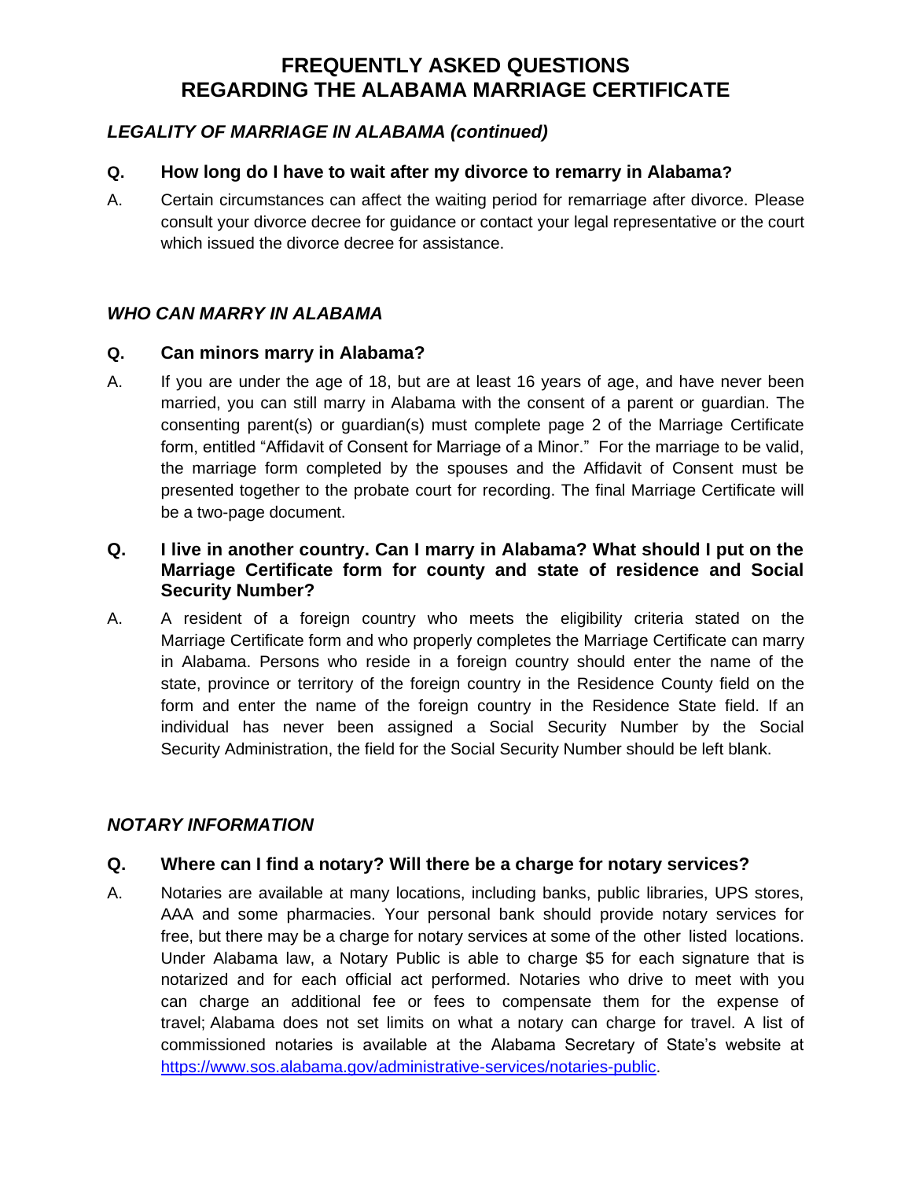# FREQUENTLY ASKED QUESTIONS
# REGARDING THE ALABAMA MARRIAGE CERTIFICATE

## *LEGALITY OF MARRIAGE IN ALABAMA (continued)*

**Q. How long do I have to wait after my divorce to remarry in Alabama?**

A. Certain circumstances can affect the waiting period for remarriage after divorce. Please consult your divorce decree for guidance or contact your legal representative or the court which issued the divorce decree for assistance.

## *WHO CAN MARRY IN ALABAMA*

**Q. Can minors marry in Alabama?**

A. If you are under the age of 18, but are at least 16 years of age, and have never been married, you can still marry in Alabama with the consent of a parent or guardian. The consenting parent(s) or guardian(s) must complete page 2 of the Marriage Certificate form, entitled "Affidavit of Consent for Marriage of a Minor." For the marriage to be valid, the marriage form completed by the spouses and the Affidavit of Consent must be presented together to the probate court for recording. The final Marriage Certificate will be a two-page document.

**Q. I live in another country. Can I marry in Alabama? What should I put on the Marriage Certificate form for county and state of residence and Social Security Number?**

A. A resident of a foreign country who meets the eligibility criteria stated on the Marriage Certificate form and who properly completes the Marriage Certificate can marry in Alabama. Persons who reside in a foreign country should enter the name of the state, province or territory of the foreign country in the Residence County field on the form and enter the name of the foreign country in the Residence State field. If an individual has never been assigned a Social Security Number by the Social Security Administration, the field for the Social Security Number should be left blank.

## *NOTARY INFORMATION*

**Q. Where can I find a notary? Will there be a charge for notary services?**

A. Notaries are available at many locations, including banks, public libraries, UPS stores, AAA and some pharmacies. Your personal bank should provide notary services for free, but there may be a charge for notary services at some of the other listed locations. Under Alabama law, a Notary Public is able to charge $5 for each signature that is notarized and for each official act performed. Notaries who drive to meet with you can charge an additional fee or fees to compensate them for the expense of travel; Alabama does not set limits on what a notary can charge for travel. A list of commissioned notaries is available at the Alabama Secretary of State's website at [https://www.sos.alabama.gov/administrative-services/notaries-public](https://www.sos.alabama.gov/administrative-services/notaries-public).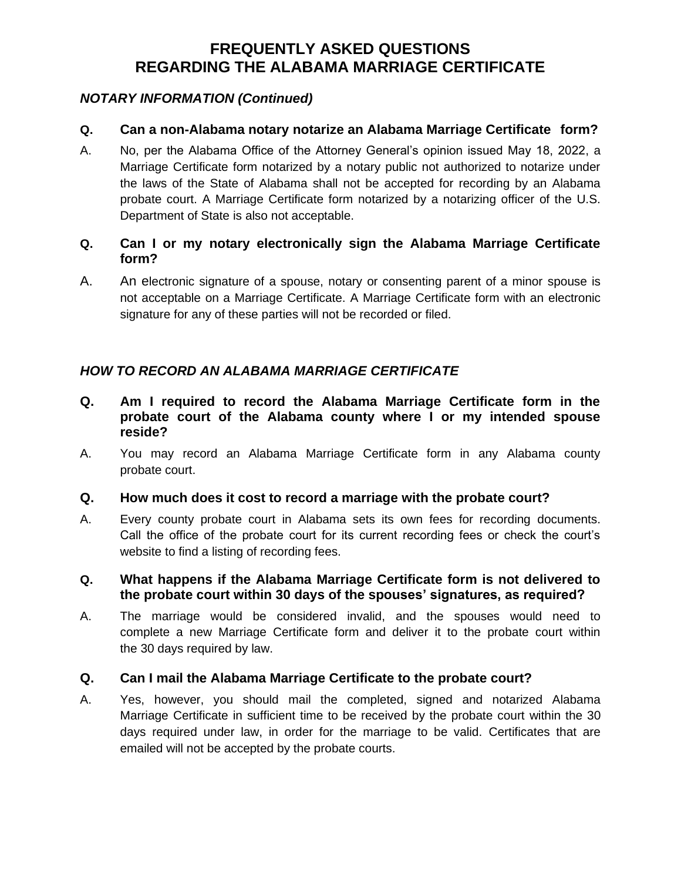# FREQUENTLY ASKED QUESTIONS
# REGARDING THE ALABAMA MARRIAGE CERTIFICATE

## *NOTARY INFORMATION (Continued)*

**Q. Can a non-Alabama notary notarize an Alabama Marriage Certificate form?**

A. No, per the Alabama Office of the Attorney General's opinion issued May 18, 2022, a Marriage Certificate form notarized by a notary public not authorized to notarize under the laws of the State of Alabama shall not be accepted for recording by an Alabama probate court. A Marriage Certificate form notarized by a notarizing officer of the U.S. Department of State is also not acceptable.

**Q. Can I or my notary electronically sign the Alabama Marriage Certificate form?**

A. An electronic signature of a spouse, notary or consenting parent of a minor spouse is not acceptable on a Marriage Certificate. A Marriage Certificate form with an electronic signature for any of these parties will not be recorded or filed.

## *HOW TO RECORD AN ALABAMA MARRIAGE CERTIFICATE*

**Q. Am I required to record the Alabama Marriage Certificate form in the probate court of the Alabama county where I or my intended spouse reside?**

A. You may record an Alabama Marriage Certificate form in any Alabama county probate court.

**Q. How much does it cost to record a marriage with the probate court?**

A. Every county probate court in Alabama sets its own fees for recording documents. Call the office of the probate court for its current recording fees or check the court's website to find a listing of recording fees.

**Q. What happens if the Alabama Marriage Certificate form is not delivered to the probate court within 30 days of the spouses' signatures, as required?**

A. The marriage would be considered invalid, and the spouses would need to complete a new Marriage Certificate form and deliver it to the probate court within the 30 days required by law.

**Q. Can I mail the Alabama Marriage Certificate to the probate court?**

A. Yes, however, you should mail the completed, signed and notarized Alabama Marriage Certificate in sufficient time to be received by the probate court within the 30 days required under law, in order for the marriage to be valid. Certificates that are emailed will not be accepted by the probate courts.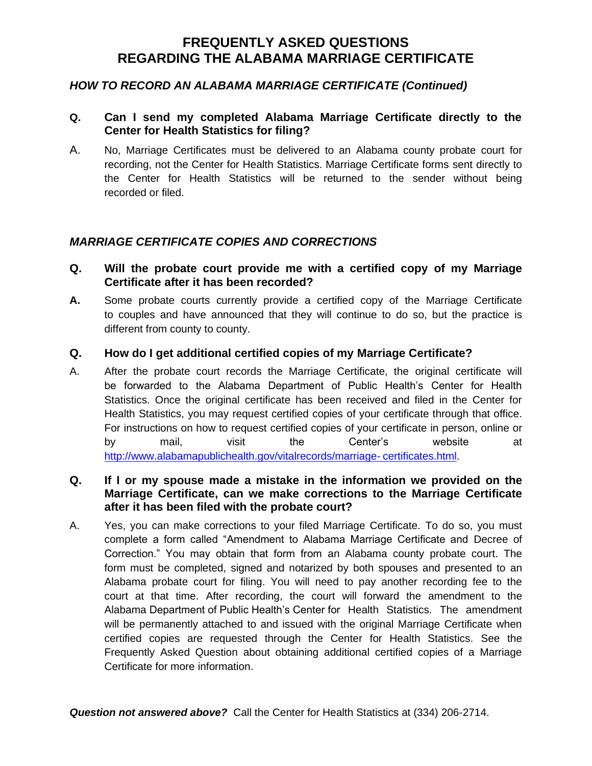# FREQUENTLY ASKED QUESTIONS REGARDING THE ALABAMA MARRIAGE CERTIFICATE

### *HOW TO RECORD AN ALABAMA MARRIAGE CERTIFICATE (Continued)*

**Q. Can I send my completed Alabama Marriage Certificate directly to the Center for Health Statistics for filing?**

A. No, Marriage Certificates must be delivered to an Alabama county probate court for recording, not the Center for Health Statistics. Marriage Certificate forms sent directly to the Center for Health Statistics will be returned to the sender without being recorded or filed.

### *MARRIAGE CERTIFICATE COPIES AND CORRECTIONS*

**Q. Will the probate court provide me with a certified copy of my Marriage Certificate after it has been recorded?**

**A.** Some probate courts currently provide a certified copy of the Marriage Certificate to couples and have announced that they will continue to do so, but the practice is different from county to county.

**Q. How do I get additional certified copies of my Marriage Certificate?**

A. After the probate court records the Marriage Certificate, the original certificate will be forwarded to the Alabama Department of Public Health's Center for Health Statistics. Once the original certificate has been received and filed in the Center for Health Statistics, you may request certified copies of your certificate through that office. For instructions on how to request certified copies of your certificate in person, online or by mail, visit the Center's website at http://www.alabamapublichealth.gov/vitalrecords/marriage- certificates.html.

**Q. If I or my spouse made a mistake in the information we provided on the Marriage Certificate, can we make corrections to the Marriage Certificate after it has been filed with the probate court?**

A. Yes, you can make corrections to your filed Marriage Certificate. To do so, you must complete a form called "Amendment to Alabama Marriage Certificate and Decree of Correction." You may obtain that form from an Alabama county probate court. The form must be completed, signed and notarized by both spouses and presented to an Alabama probate court for filing. You will need to pay another recording fee to the court at that time. After recording, the court will forward the amendment to the Alabama Department of Public Health's Center for Health Statistics. The amendment will be permanently attached to and issued with the original Marriage Certificate when certified copies are requested through the Center for Health Statistics. See the Frequently Asked Question about obtaining additional certified copies of a Marriage Certificate for more information.

***Question not answered above?*** Call the Center for Health Statistics at (334) 206-2714.